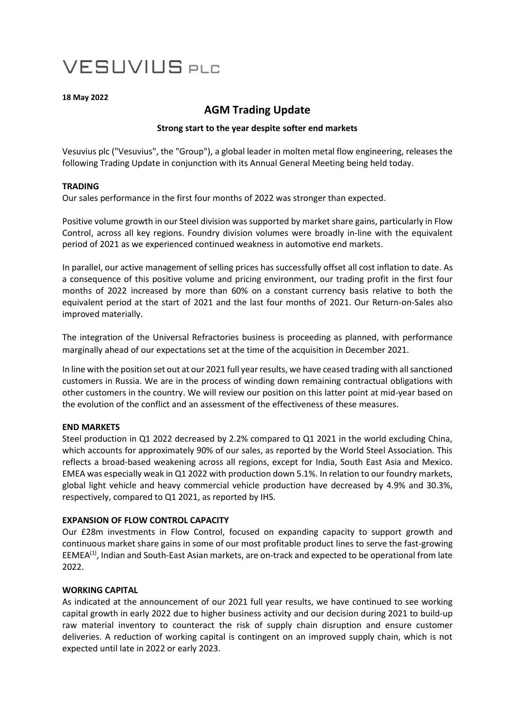# VESUVIUS PLC

**18 May 2022**

## AGM Trading Update

**Strong start to the year despite softer end markets**

Vesuvius plc ("Vesuvius", the "Group"), a global leader in molten metal flow engineering, releases the following Trading Update in conjunction with its Annual General Meeting being held today.

### TRADING

Our sales performance in the first four months of 2022 was stronger than expected.

Positive volume growth in our Steel division was supported by market share gains, particularly in Flow Control, across all key regions. Foundry division volumes were broadly in-line with the equivalent period of 2021 as we experienced continued weakness in automotive end markets.

In parallel, our active management of selling prices has successfully offset all cost inflation to date. As a consequence of this positive volume and pricing environment, our trading profit in the first four months of 2022 increased by more than 60% on a constant currency basis relative to both the equivalent period at the start of 2021 and the last four months of 2021. Our Return-on-Sales also improved materially.

The integration of the Universal Refractories business is proceeding as planned, with performance marginally ahead of our expectations set at the time of the acquisition in December 2021.

In line with the position set out at our 2021 full year results, we have ceased trading with all sanctioned customers in Russia. We are in the process of winding down remaining contractual obligations with other customers in the country. We will review our position on this latter point at mid-year based on the evolution of the conflict and an assessment of the effectiveness of these measures.

### END MARKETS

Steel production in Q1 2022 decreased by 2.2% compared to Q1 2021 in the world excluding China, which accounts for approximately 90% of our sales, as reported by the World Steel Association. This reflects a broad-based weakening across all regions, except for India, South East Asia and Mexico. EMEA was especially weak in Q1 2022 with production down 5.1%. In relation to our foundry markets, global light vehicle and heavy commercial vehicle production have decreased by 4.9% and 30.3%, respectively, compared to Q1 2021, as reported by IHS.

### EXPANSION OF FLOW CONTROL CAPACITY

Our £28m investments in Flow Control, focused on expanding capacity to support growth and continuous market share gains in some of our most profitable product lines to serve the fast-growing EEMEA[(1)], Indian and South-East Asian markets, are on-track and expected to be operational from late 2022.

### WORKING CAPITAL

As indicated at the announcement of our 2021 full year results, we have continued to see working capital growth in early 2022 due to higher business activity and our decision during 2021 to build-up raw material inventory to counteract the risk of supply chain disruption and ensure customer deliveries. A reduction of working capital is contingent on an improved supply chain, which is not expected until late in 2022 or early 2023.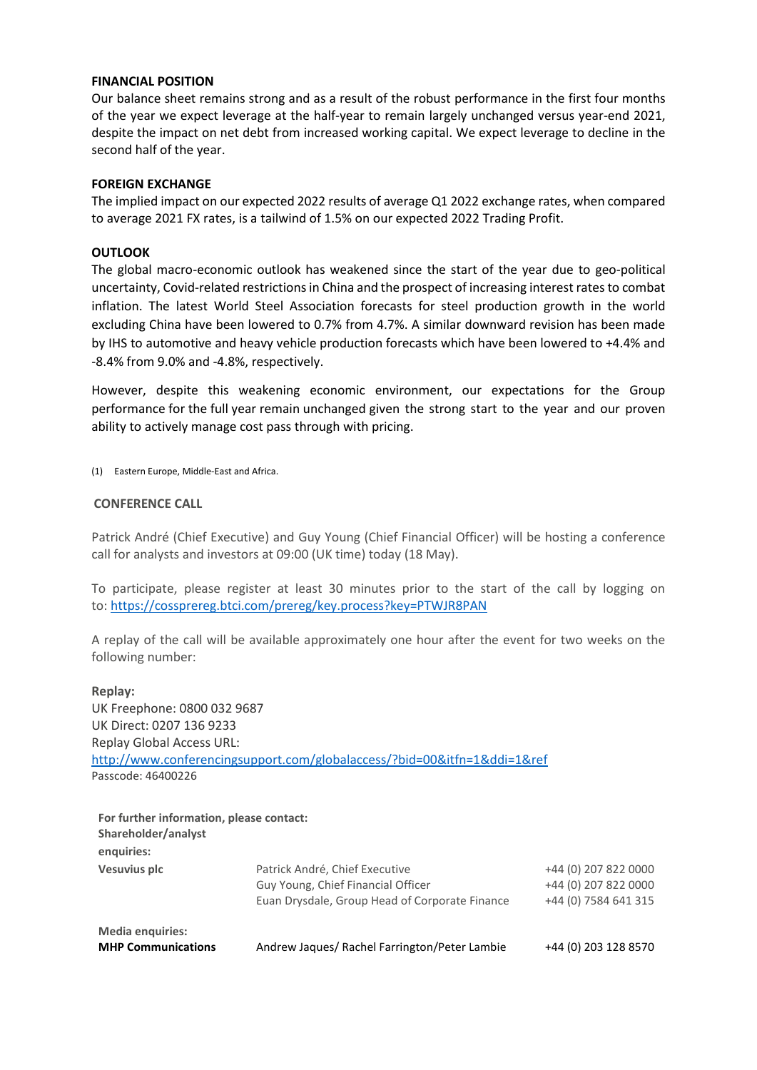## FINANCIAL POSITION

Our balance sheet remains strong and as a result of the robust performance in the first four months of the year we expect leverage at the half-year to remain largely unchanged versus year-end 2021, despite the impact on net debt from increased working capital. We expect leverage to decline in the second half of the year.

## FOREIGN EXCHANGE

The implied impact on our expected 2022 results of average Q1 2022 exchange rates, when compared to average 2021 FX rates, is a tailwind of 1.5% on our expected 2022 Trading Profit.

## OUTLOOK

The global macro-economic outlook has weakened since the start of the year due to geo-political uncertainty, Covid-related restrictions in China and the prospect of increasing interest rates to combat inflation. The latest World Steel Association forecasts for steel production growth in the world excluding China have been lowered to 0.7% from 4.7%. A similar downward revision has been made by IHS to automotive and heavy vehicle production forecasts which have been lowered to +4.4% and -8.4% from 9.0% and -4.8%, respectively.

However, despite this weakening economic environment, our expectations for the Group performance for the full year remain unchanged given the strong start to the year and our proven ability to actively manage cost pass through with pricing.

(1) Eastern Europe, Middle-East and Africa.

## CONFERENCE CALL

Patrick André (Chief Executive) and Guy Young (Chief Financial Officer) will be hosting a conference call for analysts and investors at 09:00 (UK time) today (18 May).

To participate, please register at least 30 minutes prior to the start of the call by logging on to: https://cossprereg.btci.com/prereg/key.process?key=PTWJR8PAN

A replay of the call will be available approximately one hour after the event for two weeks on the following number:

**Replay:**
UK Freephone: 0800 032 9687
UK Direct: 0207 136 9233
Replay Global Access URL:
http://www.conferencingsupport.com/globalaccess/?bid=00&itfn=1&ddi=1&ref
Passcode: 46400226

**For further information, please contact:**

| **Shareholder/analyst enquiries:** | | |
|---|---|---|
| **Vesuvius plc** | Patrick André, Chief Executive | +44 (0) 207 822 0000 |
| | Guy Young, Chief Financial Officer | +44 (0) 207 822 0000 |
| | Euan Drysdale, Group Head of Corporate Finance | +44 (0) 7584 641 315 |
| **Media enquiries:** | | |
| **MHP Communications** | Andrew Jaques/ Rachel Farrington/Peter Lambie | +44 (0) 203 128 8570 |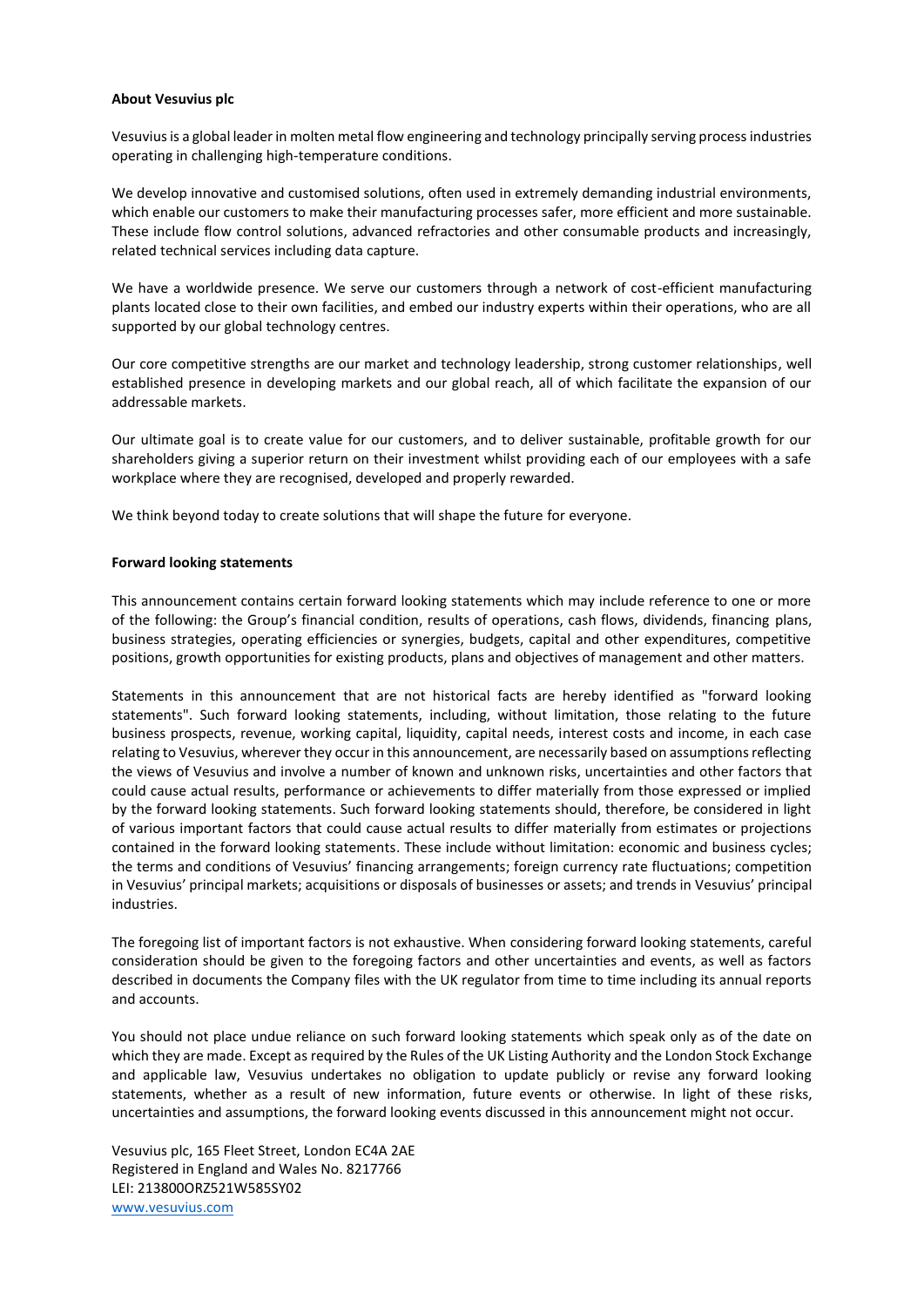**About Vesuvius plc**

Vesuvius is a global leader in molten metal flow engineering and technology principally serving process industries operating in challenging high-temperature conditions.

We develop innovative and customised solutions, often used in extremely demanding industrial environments, which enable our customers to make their manufacturing processes safer, more efficient and more sustainable. These include flow control solutions, advanced refractories and other consumable products and increasingly, related technical services including data capture.

We have a worldwide presence. We serve our customers through a network of cost-efficient manufacturing plants located close to their own facilities, and embed our industry experts within their operations, who are all supported by our global technology centres.

Our core competitive strengths are our market and technology leadership, strong customer relationships, well established presence in developing markets and our global reach, all of which facilitate the expansion of our addressable markets.

Our ultimate goal is to create value for our customers, and to deliver sustainable, profitable growth for our shareholders giving a superior return on their investment whilst providing each of our employees with a safe workplace where they are recognised, developed and properly rewarded.

We think beyond today to create solutions that will shape the future for everyone.

**Forward looking statements**

This announcement contains certain forward looking statements which may include reference to one or more of the following: the Group's financial condition, results of operations, cash flows, dividends, financing plans, business strategies, operating efficiencies or synergies, budgets, capital and other expenditures, competitive positions, growth opportunities for existing products, plans and objectives of management and other matters.

Statements in this announcement that are not historical facts are hereby identified as "forward looking statements". Such forward looking statements, including, without limitation, those relating to the future business prospects, revenue, working capital, liquidity, capital needs, interest costs and income, in each case relating to Vesuvius, wherever they occur in this announcement, are necessarily based on assumptions reflecting the views of Vesuvius and involve a number of known and unknown risks, uncertainties and other factors that could cause actual results, performance or achievements to differ materially from those expressed or implied by the forward looking statements. Such forward looking statements should, therefore, be considered in light of various important factors that could cause actual results to differ materially from estimates or projections contained in the forward looking statements. These include without limitation: economic and business cycles; the terms and conditions of Vesuvius' financing arrangements; foreign currency rate fluctuations; competition in Vesuvius' principal markets; acquisitions or disposals of businesses or assets; and trends in Vesuvius' principal industries.

The foregoing list of important factors is not exhaustive. When considering forward looking statements, careful consideration should be given to the foregoing factors and other uncertainties and events, as well as factors described in documents the Company files with the UK regulator from time to time including its annual reports and accounts.

You should not place undue reliance on such forward looking statements which speak only as of the date on which they are made. Except as required by the Rules of the UK Listing Authority and the London Stock Exchange and applicable law, Vesuvius undertakes no obligation to update publicly or revise any forward looking statements, whether as a result of new information, future events or otherwise. In light of these risks, uncertainties and assumptions, the forward looking events discussed in this announcement might not occur.

Vesuvius plc, 165 Fleet Street, London EC4A 2AE
Registered in England and Wales No. 8217766
LEI: 213800ORZ521W585SY02
www.vesuvius.com